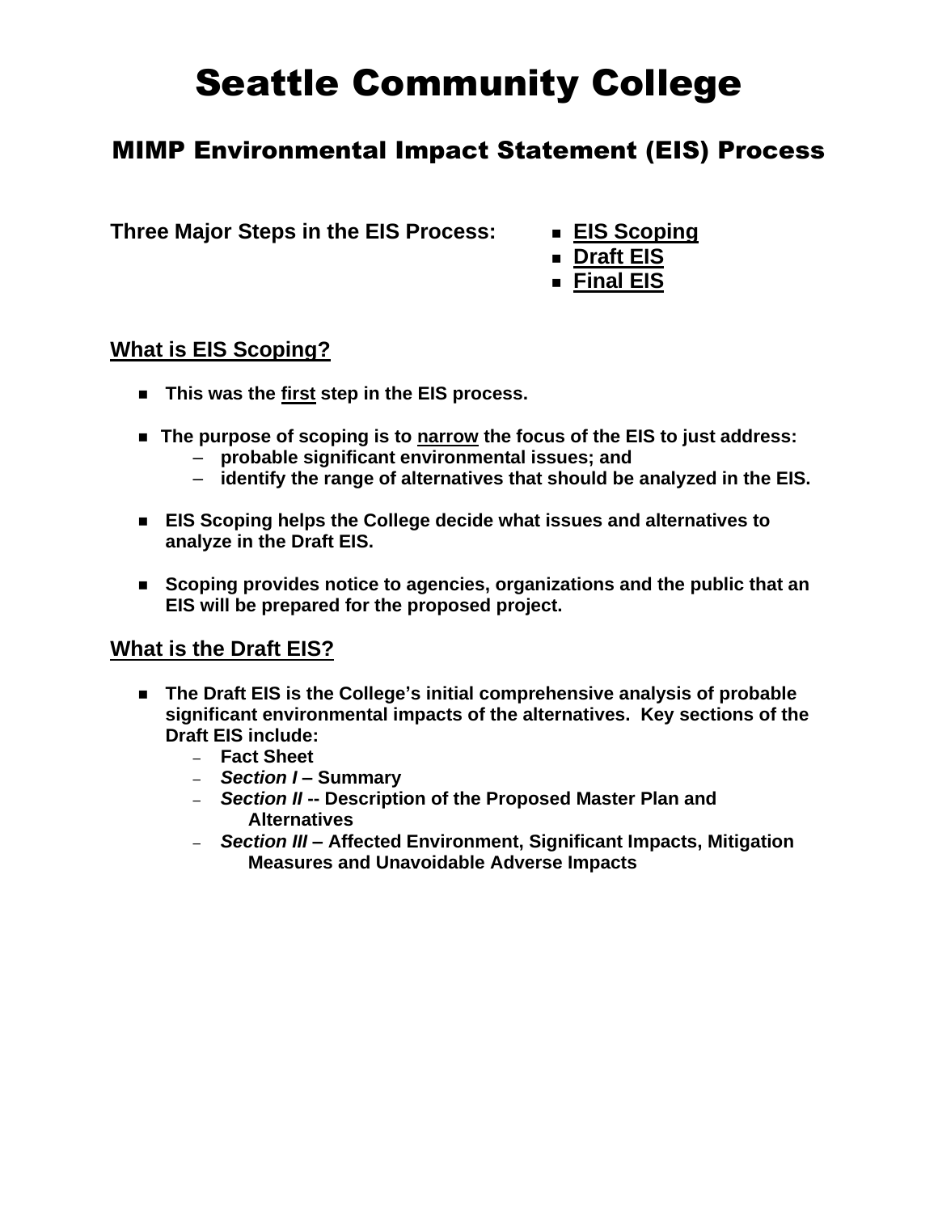# Seattle Community College

## MIMP Environmental Impact Statement (EIS) Process

**Three Major Steps in the EIS Process:**

- **EIS Scoping**
- **Draft EIS**
- **Final EIS**

### What is EIS Scoping?

- **This was the first step in the EIS process.**
- **The purpose of scoping is to narrow the focus of the EIS to just address:**
  - **probable significant environmental issues; and**
  - **identify the range of alternatives that should be analyzed in the EIS.**
- **EIS Scoping helps the College decide what issues and alternatives to analyze in the Draft EIS.**
- **Scoping provides notice to agencies, organizations and the public that an EIS will be prepared for the proposed project.**

### What is the Draft EIS?

- **The Draft EIS is the College's initial comprehensive analysis of probable significant environmental impacts of the alternatives. Key sections of the Draft EIS include:**
  - **Fact Sheet**
  - ***Section I* – Summary**
  - ***Section II* -- Description of the Proposed Master Plan and Alternatives**
  - ***Section III* – Affected Environment, Significant Impacts, Mitigation Measures and Unavoidable Adverse Impacts**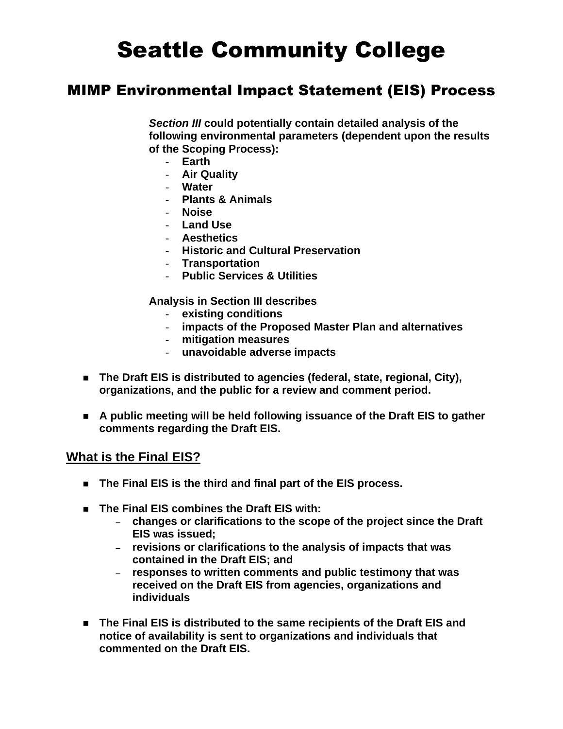# Seattle Community College

## MIMP Environmental Impact Statement (EIS) Process

***Section III*** **could potentially contain detailed analysis of the following environmental parameters (dependent upon the results of the Scoping Process):**

- **Earth**
- **Air Quality**
- **Water**
- **Plants & Animals**
- **Noise**
- **Land Use**
- **Aesthetics**
- **Historic and Cultural Preservation**
- **Transportation**
- **Public Services & Utilities**

**Analysis in Section III describes**

- **existing conditions**
- **impacts of the Proposed Master Plan and alternatives**
- **mitigation measures**
- **unavoidable adverse impacts**

- **The Draft EIS is distributed to agencies (federal, state, regional, City), organizations, and the public for a review and comment period.**
- **A public meeting will be held following issuance of the Draft EIS to gather comments regarding the Draft EIS.**

### What is the Final EIS?

- **The Final EIS is the third and final part of the EIS process.**
- **The Final EIS combines the Draft EIS with:**
  - **changes or clarifications to the scope of the project since the Draft EIS was issued;**
  - **revisions or clarifications to the analysis of impacts that was contained in the Draft EIS; and**
  - **responses to written comments and public testimony that was received on the Draft EIS from agencies, organizations and individuals**
- **The Final EIS is distributed to the same recipients of the Draft EIS and notice of availability is sent to organizations and individuals that commented on the Draft EIS.**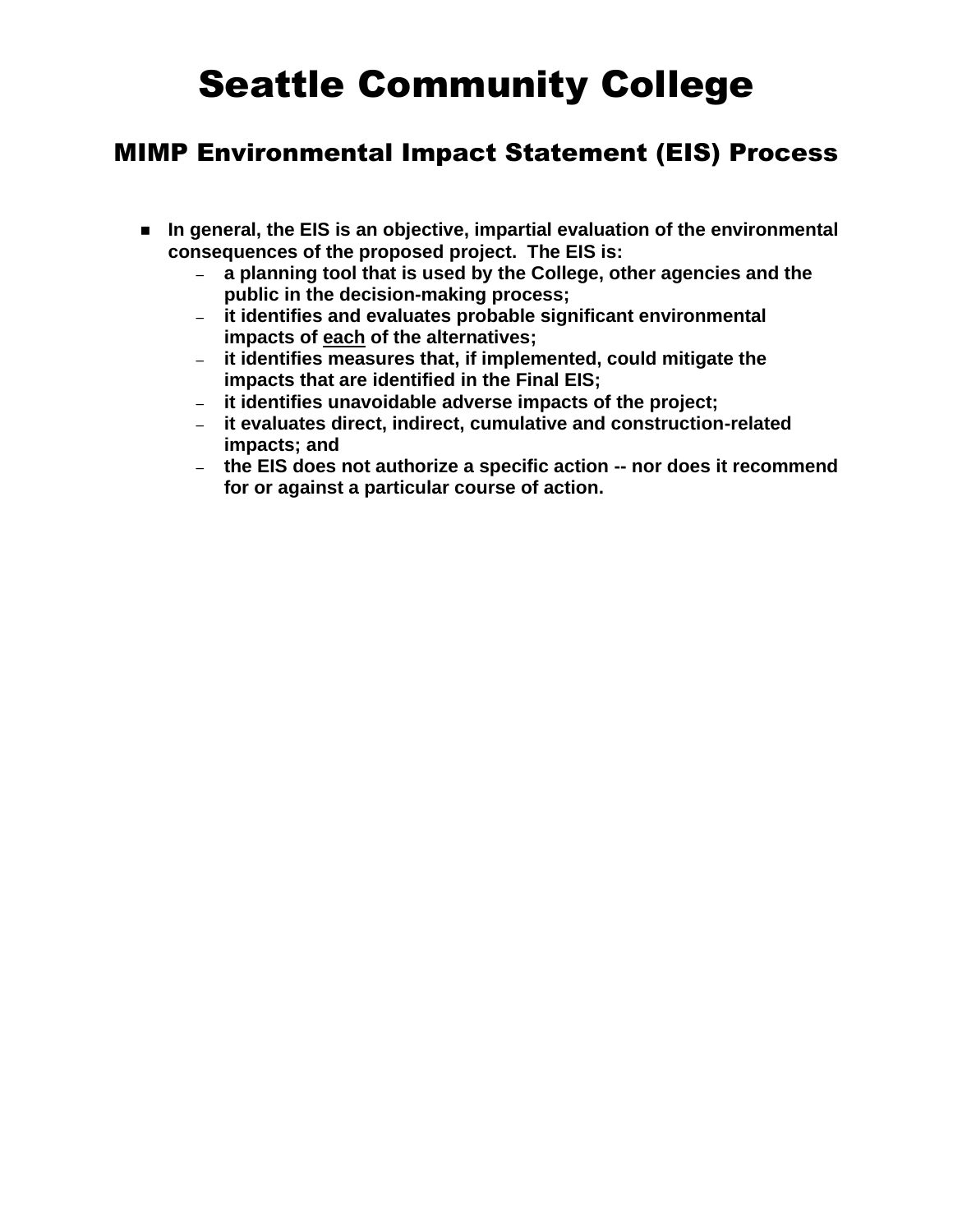# Seattle Community College

## MIMP Environmental Impact Statement (EIS) Process

- **In general, the EIS is an objective, impartial evaluation of the environmental consequences of the proposed project. The EIS is:**
  - **a planning tool that is used by the College, other agencies and the public in the decision-making process;**
  - **it identifies and evaluates probable significant environmental impacts of <u>each</u> of the alternatives;**
  - **it identifies measures that, if implemented, could mitigate the impacts that are identified in the Final EIS;**
  - **it identifies unavoidable adverse impacts of the project;**
  - **it evaluates direct, indirect, cumulative and construction-related impacts; and**
  - **the EIS does not authorize a specific action -- nor does it recommend for or against a particular course of action.**